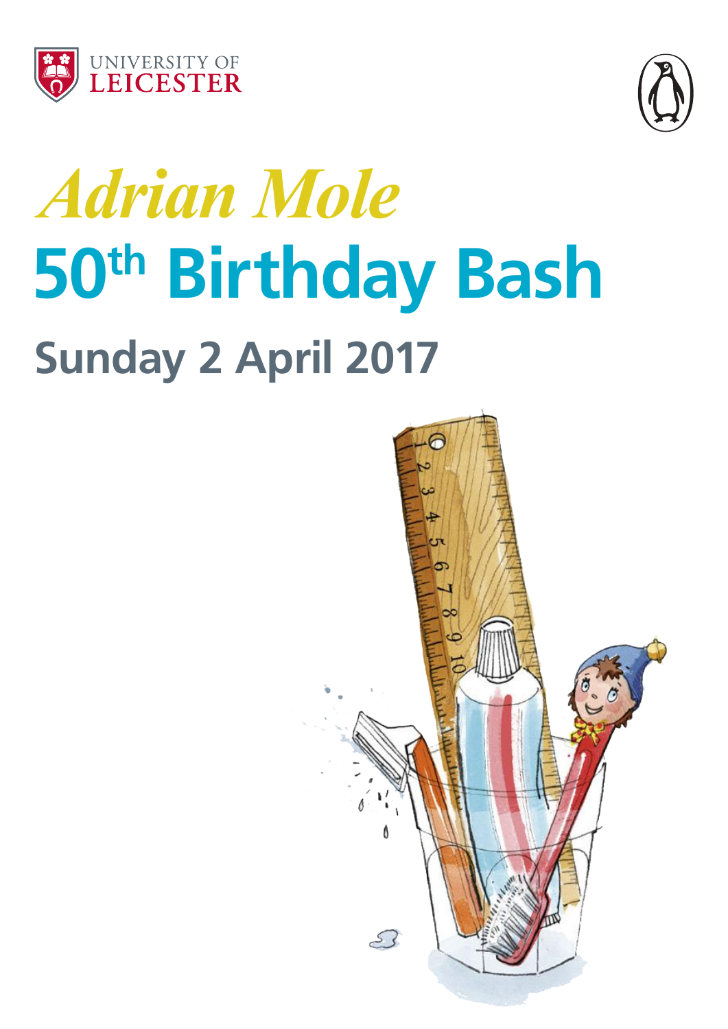UNIVERSITY OF LEICESTER

# *Adrian Mole*

# 50th Birthday Bash

## Sunday 2 April 2017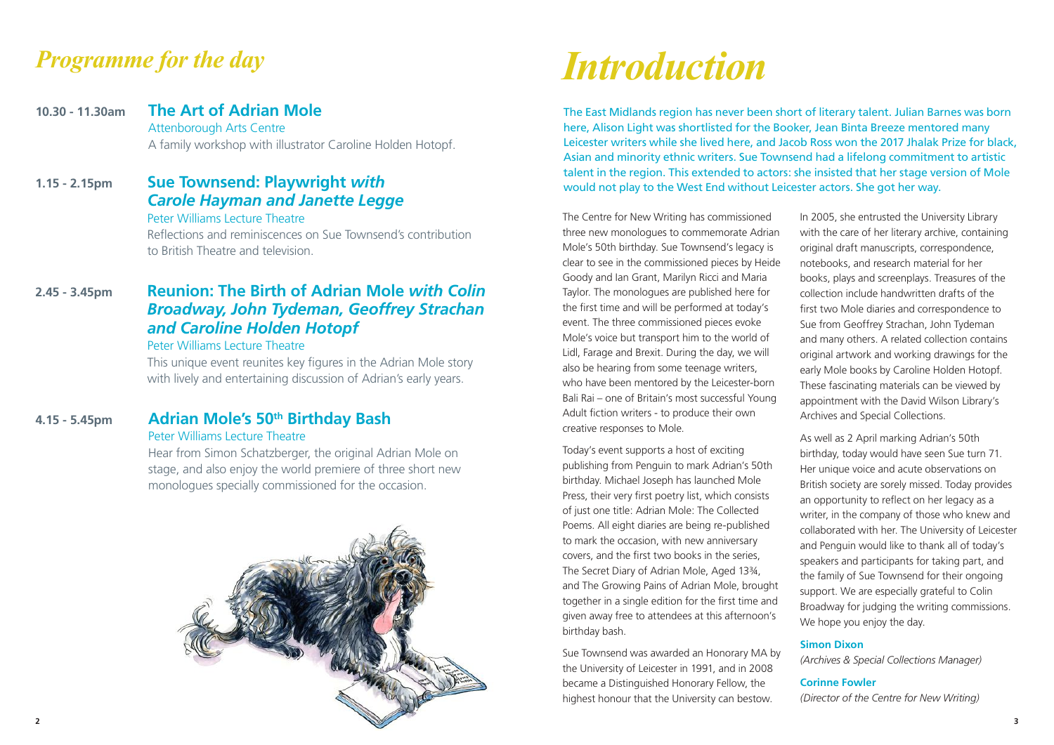# *Programme for the day*

**10.30 - 11.30am**

## The Art of Adrian Mole

Attenborough Arts Centre

A family workshop with illustrator Caroline Holden Hotopf.

**1.15 - 2.15pm**

## Sue Townsend: Playwright *with Carole Hayman and Janette Legge*

Peter Williams Lecture Theatre

Reflections and reminiscences on Sue Townsend's contribution to British Theatre and television.

**2.45 - 3.45pm**

## Reunion: The Birth of Adrian Mole *with Colin Broadway, John Tydeman, Geoffrey Strachan and Caroline Holden Hotopf*

Peter Williams Lecture Theatre

This unique event reunites key figures in the Adrian Mole story with lively and entertaining discussion of Adrian's early years.

**4.15 - 5.45pm**

## Adrian Mole's 50th Birthday Bash

Peter Williams Lecture Theatre

Hear from Simon Schatzberger, the original Adrian Mole on stage, and also enjoy the world premiere of three short new monologues specially commissioned for the occasion.

# *Introduction*

The East Midlands region has never been short of literary talent. Julian Barnes was born here, Alison Light was shortlisted for the Booker, Jean Binta Breeze mentored many Leicester writers while she lived here, and Jacob Ross won the 2017 Jhalak Prize for black, Asian and minority ethnic writers. Sue Townsend had a lifelong commitment to artistic talent in the region. This extended to actors: she insisted that her stage version of Mole would not play to the West End without Leicester actors. She got her way.

The Centre for New Writing has commissioned three new monologues to commemorate Adrian Mole's 50th birthday. Sue Townsend's legacy is clear to see in the commissioned pieces by Heide Goody and Ian Grant, Marilyn Ricci and Maria Taylor. The monologues are published here for the first time and will be performed at today's event. The three commissioned pieces evoke Mole's voice but transport him to the world of Lidl, Farage and Brexit. During the day, we will also be hearing from some teenage writers, who have been mentored by the Leicester-born Bali Rai – one of Britain's most successful Young Adult fiction writers - to produce their own creative responses to Mole.

Today's event supports a host of exciting publishing from Penguin to mark Adrian's 50th birthday. Michael Joseph has launched Mole Press, their very first poetry list, which consists of just one title: Adrian Mole: The Collected Poems. All eight diaries are being re-published to mark the occasion, with new anniversary covers, and the first two books in the series, The Secret Diary of Adrian Mole, Aged 13¾, and The Growing Pains of Adrian Mole, brought together in a single edition for the first time and given away free to attendees at this afternoon's birthday bash.

Sue Townsend was awarded an Honorary MA by the University of Leicester in 1991, and in 2008 became a Distinguished Honorary Fellow, the highest honour that the University can bestow.

In 2005, she entrusted the University Library with the care of her literary archive, containing original draft manuscripts, correspondence, notebooks, and research material for her books, plays and screenplays. Treasures of the collection include handwritten drafts of the first two Mole diaries and correspondence to Sue from Geoffrey Strachan, John Tydeman and many others. A related collection contains original artwork and working drawings for the early Mole books by Caroline Holden Hotopf. These fascinating materials can be viewed by appointment with the David Wilson Library's Archives and Special Collections.

As well as 2 April marking Adrian's 50th birthday, today would have seen Sue turn 71. Her unique voice and acute observations on British society are sorely missed. Today provides an opportunity to reflect on her legacy as a writer, in the company of those who knew and collaborated with her. The University of Leicester and Penguin would like to thank all of today's speakers and participants for taking part, and the family of Sue Townsend for their ongoing support. We are especially grateful to Colin Broadway for judging the writing commissions. We hope you enjoy the day.

**Simon Dixon**
*(Archives & Special Collections Manager)*

**Corinne Fowler**
*(Director of the Centre for New Writing)*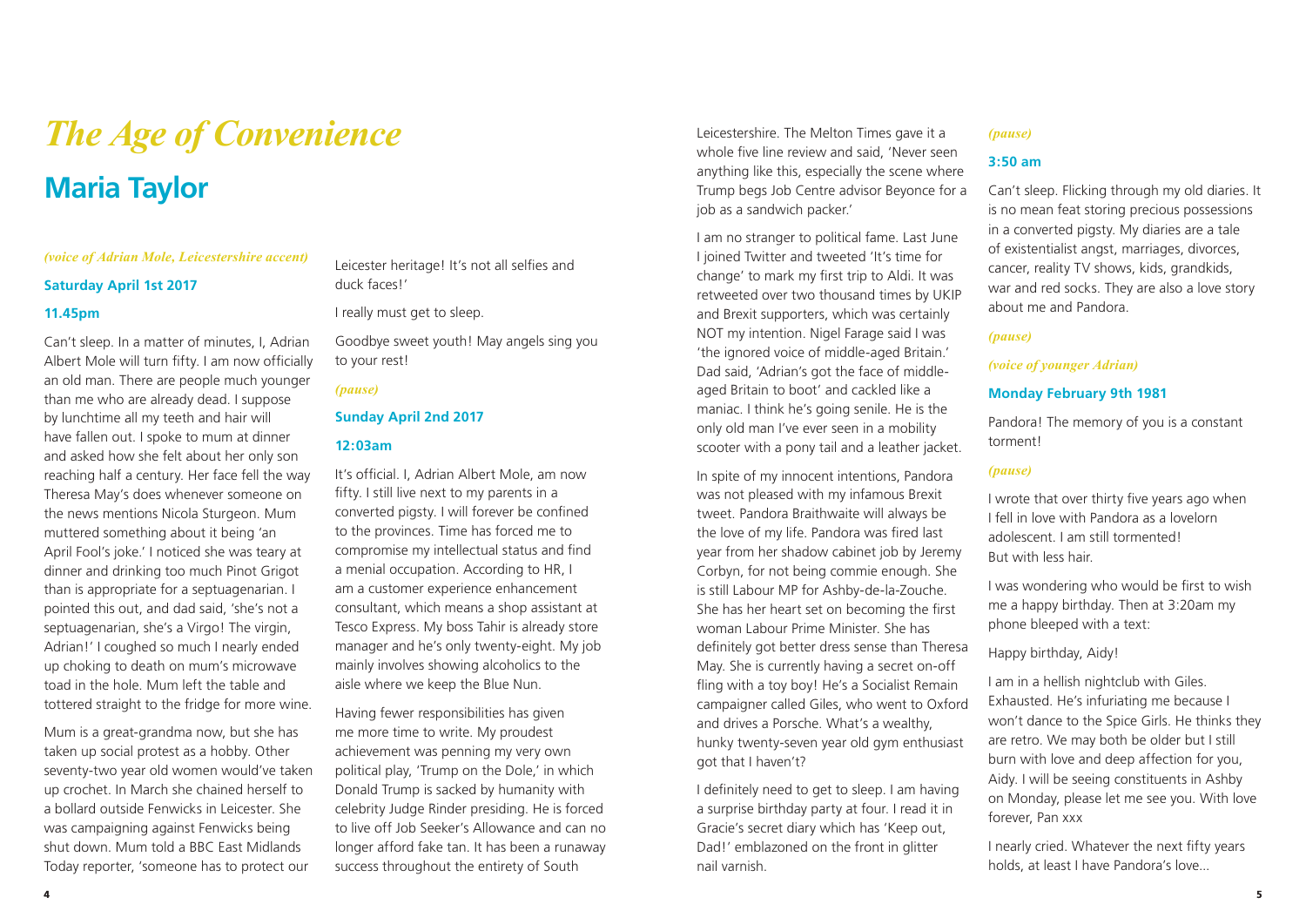# *The Age of Convenience*

## Maria Taylor

***(voice of Adrian Mole, Leicestershire accent)***

**Saturday April 1st 2017**

**11.45pm**

Can't sleep. In a matter of minutes, I, Adrian Albert Mole will turn fifty. I am now officially an old man. There are people much younger than me who are already dead. I suppose by lunchtime all my teeth and hair will have fallen out. I spoke to mum at dinner and asked how she felt about her only son reaching half a century. Her face fell the way Theresa May's does whenever someone on the news mentions Nicola Sturgeon. Mum muttered something about it being 'an April Fool's joke.' I noticed she was teary at dinner and drinking too much Pinot Grigot than is appropriate for a septuagenarian. I pointed this out, and dad said, 'she's not a septuagenarian, she's a Virgo! The virgin, Adrian!' I coughed so much I nearly ended up choking to death on mum's microwave toad in the hole. Mum left the table and tottered straight to the fridge for more wine.

Mum is a great-grandma now, but she has taken up social protest as a hobby. Other seventy-two year old women would've taken up crochet. In March she chained herself to a bollard outside Fenwicks in Leicester. She was campaigning against Fenwicks being shut down. Mum told a BBC East Midlands Today reporter, 'someone has to protect our Leicester heritage! It's not all selfies and duck faces!'

I really must get to sleep.

Goodbye sweet youth! May angels sing you to your rest!

***(pause)***

**Sunday April 2nd 2017**

**12:03am**

It's official. I, Adrian Albert Mole, am now fifty. I still live next to my parents in a converted pigsty. I will forever be confined to the provinces. Time has forced me to compromise my intellectual status and find a menial occupation. According to HR, I am a customer experience enhancement consultant, which means a shop assistant at Tesco Express. My boss Tahir is already store manager and he's only twenty-eight. My job mainly involves showing alcoholics to the aisle where we keep the Blue Nun.

Having fewer responsibilities has given me more time to write. My proudest achievement was penning my very own political play, 'Trump on the Dole,' in which Donald Trump is sacked by humanity with celebrity Judge Rinder presiding. He is forced to live off Job Seeker's Allowance and can no longer afford fake tan. It has been a runaway success throughout the entirety of South Leicestershire. The Melton Times gave it a whole five line review and said, 'Never seen anything like this, especially the scene where Trump begs Job Centre advisor Beyonce for a job as a sandwich packer.'

I am no stranger to political fame. Last June I joined Twitter and tweeted 'It's time for change' to mark my first trip to Aldi. It was retweeted over two thousand times by UKIP and Brexit supporters, which was certainly NOT my intention. Nigel Farage said I was 'the ignored voice of middle-aged Britain.' Dad said, 'Adrian's got the face of middle-aged Britain to boot' and cackled like a maniac. I think he's going senile. He is the only old man I've ever seen in a mobility scooter with a pony tail and a leather jacket.

In spite of my innocent intentions, Pandora was not pleased with my infamous Brexit tweet. Pandora Braithwaite will always be the love of my life. Pandora was fired last year from her shadow cabinet job by Jeremy Corbyn, for not being commie enough. She is still Labour MP for Ashby-de-la-Zouche. She has her heart set on becoming the first woman Labour Prime Minister. She has definitely got better dress sense than Theresa May. She is currently having a secret on-off fling with a toy boy! He's a Socialist Remain campaigner called Giles, who went to Oxford and drives a Porsche. What's a wealthy, hunky twenty-seven year old gym enthusiast got that I haven't?

I definitely need to get to sleep. I am having a surprise birthday party at four. I read it in Gracie's secret diary which has 'Keep out, Dad!' emblazoned on the front in glitter nail varnish.

***(pause)***

**3:50 am**

Can't sleep. Flicking through my old diaries. It is no mean feat storing precious possessions in a converted pigsty. My diaries are a tale of existentialist angst, marriages, divorces, cancer, reality TV shows, kids, grandkids, war and red socks. They are also a love story about me and Pandora.

***(pause)***

***(voice of younger Adrian)***

**Monday February 9th 1981**

Pandora! The memory of you is a constant torment!

***(pause)***

I wrote that over thirty five years ago when I fell in love with Pandora as a lovelorn adolescent. I am still tormented!
But with less hair.

I was wondering who would be first to wish me a happy birthday. Then at 3:20am my phone bleeped with a text:

Happy birthday, Aidy!

I am in a hellish nightclub with Giles. Exhausted. He's infuriating me because I won't dance to the Spice Girls. He thinks they are retro. We may both be older but I still burn with love and deep affection for you, Aidy. I will be seeing constituents in Ashby on Monday, please let me see you. With love forever, Pan xxx

I nearly cried. Whatever the next fifty years holds, at least I have Pandora's love...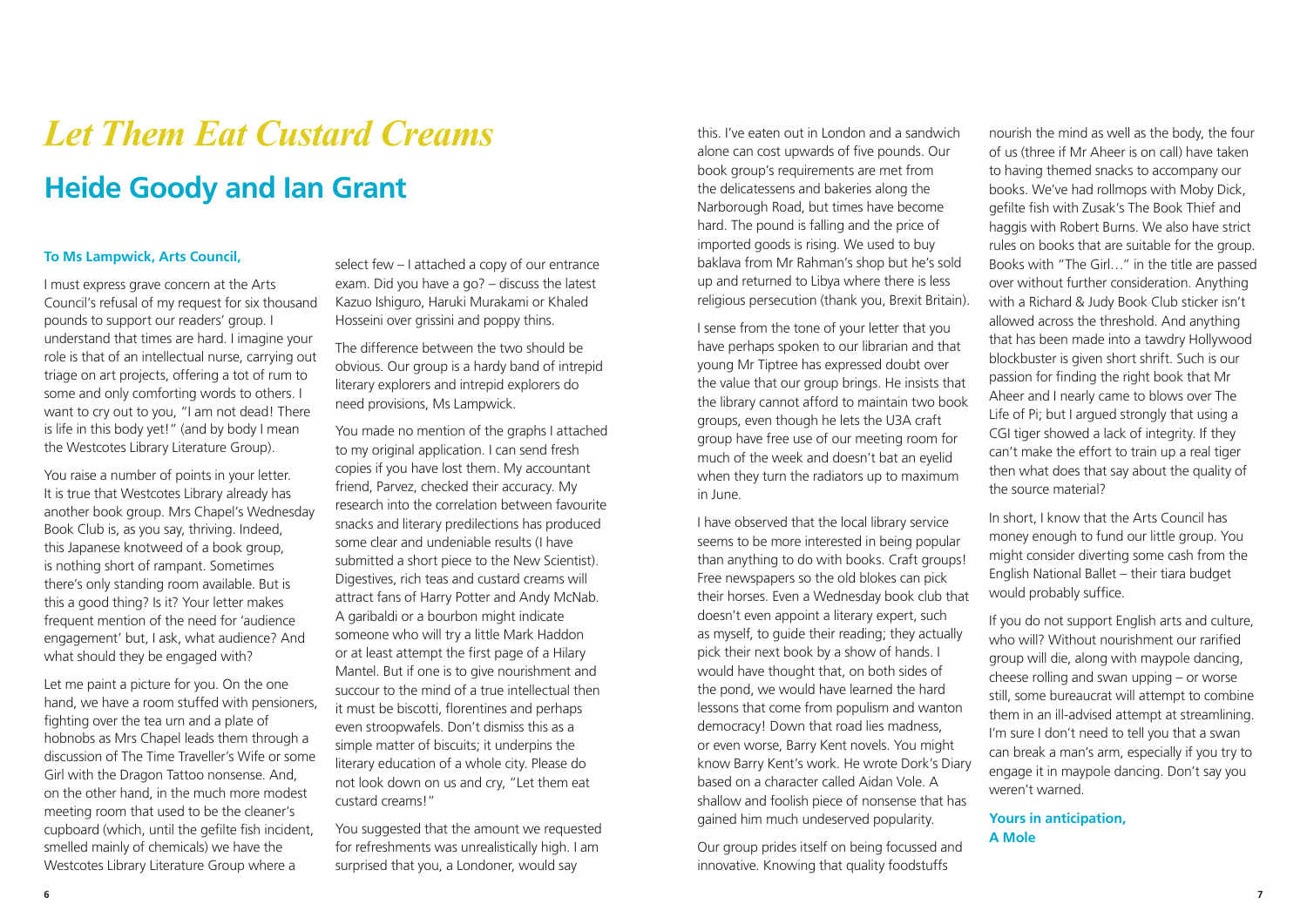# *Let Them Eat Custard Creams*

## Heide Goody and Ian Grant

**To Ms Lampwick, Arts Council,**

I must express grave concern at the Arts Council's refusal of my request for six thousand pounds to support our readers' group. I understand that times are hard. I imagine your role is that of an intellectual nurse, carrying out triage on art projects, offering a tot of rum to some and only comforting words to others. I want to cry out to you, "I am not dead! There is life in this body yet!" (and by body I mean the Westcotes Library Literature Group).

You raise a number of points in your letter. It is true that Westcotes Library already has another book group. Mrs Chapel's Wednesday Book Club is, as you say, thriving. Indeed, this Japanese knotweed of a book group, is nothing short of rampant. Sometimes there's only standing room available. But is this a good thing? Is it? Your letter makes frequent mention of the need for 'audience engagement' but, I ask, what audience? And what should they be engaged with?

Let me paint a picture for you. On the one hand, we have a room stuffed with pensioners, fighting over the tea urn and a plate of hobnobs as Mrs Chapel leads them through a discussion of The Time Traveller's Wife or some Girl with the Dragon Tattoo nonsense. And, on the other hand, in the much more modest meeting room that used to be the cleaner's cupboard (which, until the gefilte fish incident, smelled mainly of chemicals) we have the Westcotes Library Literature Group where a select few – I attached a copy of our entrance exam. Did you have a go? – discuss the latest Kazuo Ishiguro, Haruki Murakami or Khaled Hosseini over grissini and poppy thins.

The difference between the two should be obvious. Our group is a hardy band of intrepid literary explorers and intrepid explorers do need provisions, Ms Lampwick.

You made no mention of the graphs I attached to my original application. I can send fresh copies if you have lost them. My accountant friend, Parvez, checked their accuracy. My research into the correlation between favourite snacks and literary predilections has produced some clear and undeniable results (I have submitted a short piece to the New Scientist). Digestives, rich teas and custard creams will attract fans of Harry Potter and Andy McNab. A garibaldi or a bourbon might indicate someone who will try a little Mark Haddon or at least attempt the first page of a Hilary Mantel. But if one is to give nourishment and succour to the mind of a true intellectual then it must be biscotti, florentines and perhaps even stroopwafels. Don't dismiss this as a simple matter of biscuits; it underpins the literary education of a whole city. Please do not look down on us and cry, "Let them eat custard creams!"

You suggested that the amount we requested for refreshments was unrealistically high. I am surprised that you, a Londoner, would say this. I've eaten out in London and a sandwich alone can cost upwards of five pounds. Our book group's requirements are met from the delicatessens and bakeries along the Narborough Road, but times have become hard. The pound is falling and the price of imported goods is rising. We used to buy baklava from Mr Rahman's shop but he's sold up and returned to Libya where there is less religious persecution (thank you, Brexit Britain).

I sense from the tone of your letter that you have perhaps spoken to our librarian and that young Mr Tiptree has expressed doubt over the value that our group brings. He insists that the library cannot afford to maintain two book groups, even though he lets the U3A craft group have free use of our meeting room for much of the week and doesn't bat an eyelid when they turn the radiators up to maximum in June.

I have observed that the local library service seems to be more interested in being popular than anything to do with books. Craft groups! Free newspapers so the old blokes can pick their horses. Even a Wednesday book club that doesn't even appoint a literary expert, such as myself, to guide their reading; they actually pick their next book by a show of hands. I would have thought that, on both sides of the pond, we would have learned the hard lessons that come from populism and wanton democracy! Down that road lies madness, or even worse, Barry Kent novels. You might know Barry Kent's work. He wrote Dork's Diary based on a character called Aidan Vole. A shallow and foolish piece of nonsense that has gained him much undeserved popularity.

Our group prides itself on being focussed and innovative. Knowing that quality foodstuffs nourish the mind as well as the body, the four of us (three if Mr Aheer is on call) have taken to having themed snacks to accompany our books. We've had rollmops with Moby Dick, gefilte fish with Zusak's The Book Thief and haggis with Robert Burns. We also have strict rules on books that are suitable for the group. Books with "The Girl…" in the title are passed over without further consideration. Anything with a Richard & Judy Book Club sticker isn't allowed across the threshold. And anything that has been made into a tawdry Hollywood blockbuster is given short shrift. Such is our passion for finding the right book that Mr Aheer and I nearly came to blows over The Life of Pi; but I argued strongly that using a CGI tiger showed a lack of integrity. If they can't make the effort to train up a real tiger then what does that say about the quality of the source material?

In short, I know that the Arts Council has money enough to fund our little group. You might consider diverting some cash from the English National Ballet – their tiara budget would probably suffice.

If you do not support English arts and culture, who will? Without nourishment our rarified group will die, along with maypole dancing, cheese rolling and swan upping – or worse still, some bureaucrat will attempt to combine them in an ill-advised attempt at streamlining. I'm sure I don't need to tell you that a swan can break a man's arm, especially if you try to engage it in maypole dancing. Don't say you weren't warned.

**Yours in anticipation,**
**A Mole**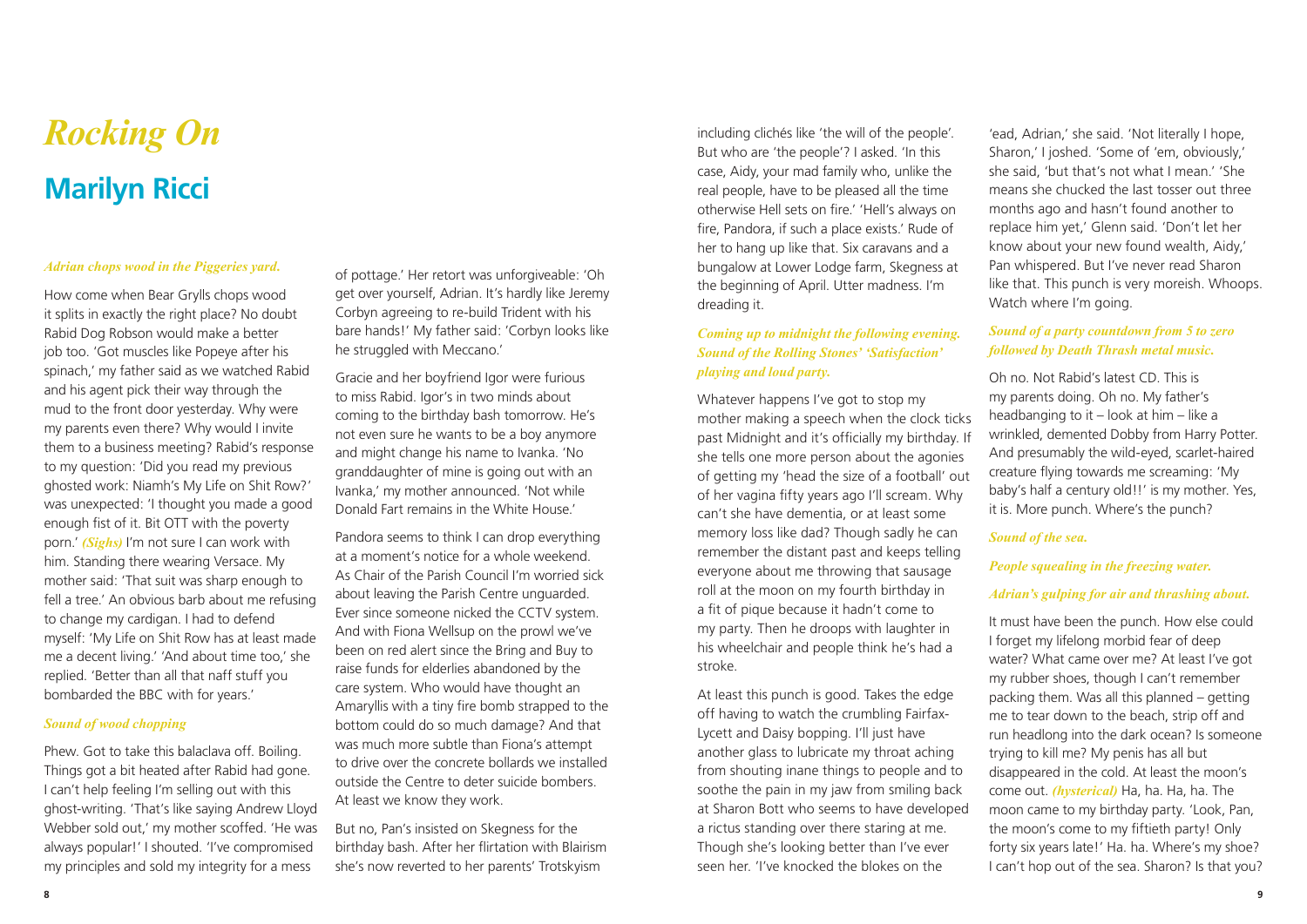# *Rocking On*

## Marilyn Ricci

***Adrian chops wood in the Piggeries yard.***

How come when Bear Grylls chops wood it splits in exactly the right place? No doubt Rabid Dog Robson would make a better job too. 'Got muscles like Popeye after his spinach,' my father said as we watched Rabid and his agent pick their way through the mud to the front door yesterday. Why were my parents even there? Why would I invite them to a business meeting? Rabid's response to my question: 'Did you read my previous ghosted work: Niamh's My Life on Shit Row?' was unexpected: 'I thought you made a good enough fist of it. Bit OTT with the poverty porn.' ***(Sighs)*** I'm not sure I can work with him. Standing there wearing Versace. My mother said: 'That suit was sharp enough to fell a tree.' An obvious barb about me refusing to change my cardigan. I had to defend myself: 'My Life on Shit Row has at least made me a decent living.' 'And about time too,' she replied. 'Better than all that naff stuff you bombarded the BBC with for years.'

***Sound of wood chopping***

Phew. Got to take this balaclava off. Boiling. Things got a bit heated after Rabid had gone. I can't help feeling I'm selling out with this ghost-writing. 'That's like saying Andrew Lloyd Webber sold out,' my mother scoffed. 'He was always popular!' I shouted. 'I've compromised my principles and sold my integrity for a mess of pottage.' Her retort was unforgiveable: 'Oh get over yourself, Adrian. It's hardly like Jeremy Corbyn agreeing to re-build Trident with his bare hands!' My father said: 'Corbyn looks like he struggled with Meccano.'

Gracie and her boyfriend Igor were furious to miss Rabid. Igor's in two minds about coming to the birthday bash tomorrow. He's not even sure he wants to be a boy anymore and might change his name to Ivanka. 'No granddaughter of mine is going out with an Ivanka,' my mother announced. 'Not while Donald Fart remains in the White House.'

Pandora seems to think I can drop everything at a moment's notice for a whole weekend. As Chair of the Parish Council I'm worried sick about leaving the Parish Centre unguarded. Ever since someone nicked the CCTV system. And with Fiona Wellsup on the prowl we've been on red alert since the Bring and Buy to raise funds for elderlies abandoned by the care system. Who would have thought an Amaryllis with a tiny fire bomb strapped to the bottom could do so much damage? And that was much more subtle than Fiona's attempt to drive over the concrete bollards we installed outside the Centre to deter suicide bombers. At least we know they work.

But no, Pan's insisted on Skegness for the birthday bash. After her flirtation with Blairism she's now reverted to her parents' Trotskyism including clichés like 'the will of the people'. But who are 'the people'? I asked. 'In this case, Aidy, your mad family who, unlike the real people, have to be pleased all the time otherwise Hell sets on fire.' 'Hell's always on fire, Pandora, if such a place exists.' Rude of her to hang up like that. Six caravans and a bungalow at Lower Lodge farm, Skegness at the beginning of April. Utter madness. I'm dreading it.

***Coming up to midnight the following evening. Sound of the Rolling Stones' 'Satisfaction' playing and loud party.***

Whatever happens I've got to stop my mother making a speech when the clock ticks past Midnight and it's officially my birthday. If she tells one more person about the agonies of getting my 'head the size of a football' out of her vagina fifty years ago I'll scream. Why can't she have dementia, or at least some memory loss like dad? Though sadly he can remember the distant past and keeps telling everyone about me throwing that sausage roll at the moon on my fourth birthday in a fit of pique because it hadn't come to my party. Then he droops with laughter in his wheelchair and people think he's had a stroke.

At least this punch is good. Takes the edge off having to watch the crumbling Fairfax-Lycett and Daisy bopping. I'll just have another glass to lubricate my throat aching from shouting inane things to people and to soothe the pain in my jaw from smiling back at Sharon Bott who seems to have developed a rictus standing over there staring at me. Though she's looking better than I've ever seen her. 'I've knocked the blokes on the 'ead, Adrian,' she said. 'Not literally I hope, Sharon,' I joshed. 'Some of 'em, obviously,' she said, 'but that's not what I mean.' 'She means she chucked the last tosser out three months ago and hasn't found another to replace him yet,' Glenn said. 'Don't let her know about your new found wealth, Aidy,' Pan whispered. But I've never read Sharon like that. This punch is very moreish. Whoops. Watch where I'm going.

***Sound of a party countdown from 5 to zero followed by Death Thrash metal music.***

Oh no. Not Rabid's latest CD. This is my parents doing. Oh no. My father's headbanging to it – look at him – like a wrinkled, demented Dobby from Harry Potter. And presumably the wild-eyed, scarlet-haired creature flying towards me screaming: 'My baby's half a century old!!' is my mother. Yes, it is. More punch. Where's the punch?

***Sound of the sea.***

***People squealing in the freezing water.***

***Adrian's gulping for air and thrashing about.***

It must have been the punch. How else could I forget my lifelong morbid fear of deep water? What came over me? At least I've got my rubber shoes, though I can't remember packing them. Was all this planned – getting me to tear down to the beach, strip off and run headlong into the dark ocean? Is someone trying to kill me? My penis has all but disappeared in the cold. At least the moon's come out. ***(hysterical)*** Ha, ha. Ha, ha. The moon came to my birthday party. 'Look, Pan, the moon's come to my fiftieth party! Only forty six years late!' Ha. ha. Where's my shoe? I can't hop out of the sea. Sharon? Is that you?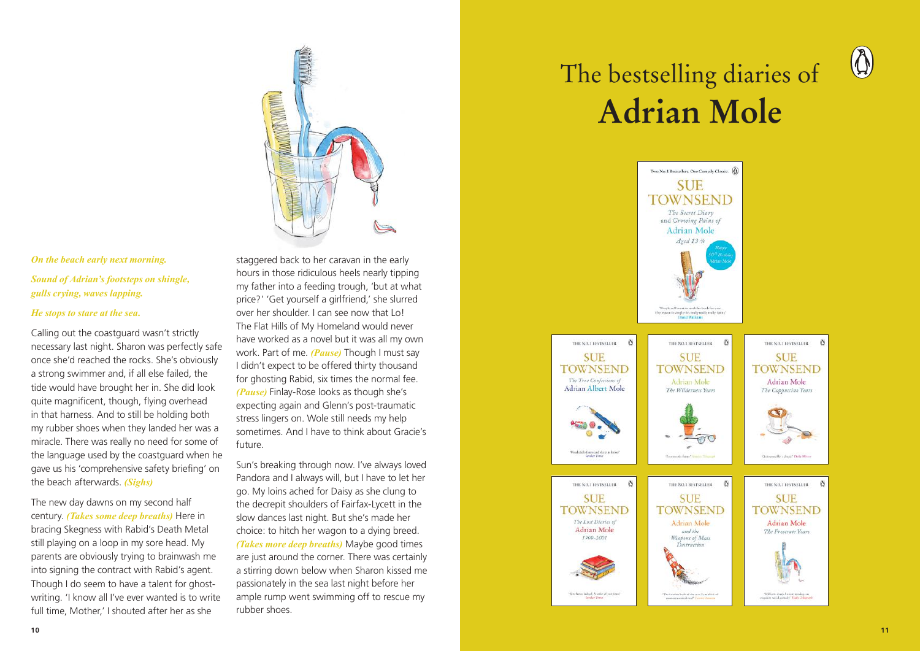*On the beach early next morning.*

*Sound of Adrian's footsteps on shingle, gulls crying, waves lapping.*

*He stops to stare at the sea.*

Calling out the coastguard wasn't strictly necessary last night. Sharon was perfectly safe once she'd reached the rocks. She's obviously a strong swimmer and, if all else failed, the tide would have brought her in. She did look quite magnificent, though, flying overhead in that harness. And to still be holding both my rubber shoes when they landed her was a miracle. There was really no need for some of the language used by the coastguard when he gave us his 'comprehensive safety briefing' on the beach afterwards. ***(Sighs)***

The new day dawns on my second half century. ***(Takes some deep breaths)*** Here in bracing Skegness with Rabid's Death Metal still playing on a loop in my sore head. My parents are obviously trying to brainwash me into signing the contract with Rabid's agent. Though I do seem to have a talent for ghost-writing. 'I know all I've ever wanted is to write full time, Mother,' I shouted after her as she staggered back to her caravan in the early hours in those ridiculous heels nearly tipping my father into a feeding trough, 'but at what price?' 'Get yourself a girlfriend,' she slurred over her shoulder. I can see now that Lo! The Flat Hills of My Homeland would never have worked as a novel but it was all my own work. Part of me. ***(Pause)*** Though I must say I didn't expect to be offered thirty thousand for ghosting Rabid, six times the normal fee. ***(Pause)*** Finlay-Rose looks as though she's expecting again and Glenn's post-traumatic stress lingers on. Wole still needs my help sometimes. And I have to think about Gracie's future.

Sun's breaking through now. I've always loved Pandora and I always will, but I have to let her go. My loins ached for Daisy as she clung to the decrepit shoulders of Fairfax-Lycett in the slow dances last night. But she's made her choice: to hitch her wagon to a dying breed. ***(Takes more deep breaths)*** Maybe good times are just around the corner. There was certainly a stirring down below when Sharon kissed me passionately in the sea last night before her ample rump went swimming off to rescue my rubber shoes.

# The bestselling diaries of **Adrian Mole**

Two No.1 Bestsellers. One Comedy Classic.
**SUE TOWNSEND**
*The Secret Diary and Growing Pains of* Adrian Mole *Aged 13 ¾*
*Happy 50th Birthday Adrian Mole*

THE NO.1 BESTSELLER
**SUE TOWNSEND**
*The True Confessions of* Adrian Albert Mole

THE NO.1 BESTSELLER
**SUE TOWNSEND**
Adrian Mole *The Wilderness Years*

THE NO.1 BESTSELLER
**SUE TOWNSEND**
Adrian Mole *The Cappuccino Years*

THE NO.1 BESTSELLER
**SUE TOWNSEND**
*The Lost Diaries of* Adrian Mole *1999–2001*

THE NO.1 BESTSELLER
**SUE TOWNSEND**
Adrian Mole *and the Weapons of Mass Destruction*

THE NO.1 BESTSELLER
**SUE TOWNSEND**
Adrian Mole *The Prostrate Years*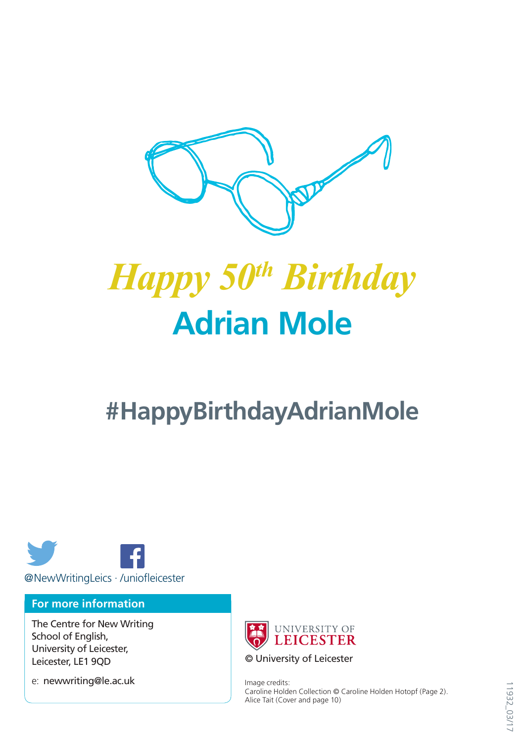# *Happy 50th Birthday*

# Adrian Mole

## #HappyBirthdayAdrianMole

@NewWritingLeics · /uniofleicester

**For more information**

The Centre for New Writing
School of English,
University of Leicester,
Leicester, LE1 9QD

e: newwriting@le.ac.uk

UNIVERSITY OF LEICESTER

© University of Leicester

Image credits:
Caroline Holden Collection © Caroline Holden Hotopf (Page 2).
Alice Tait (Cover and page 10)

11932_03/17